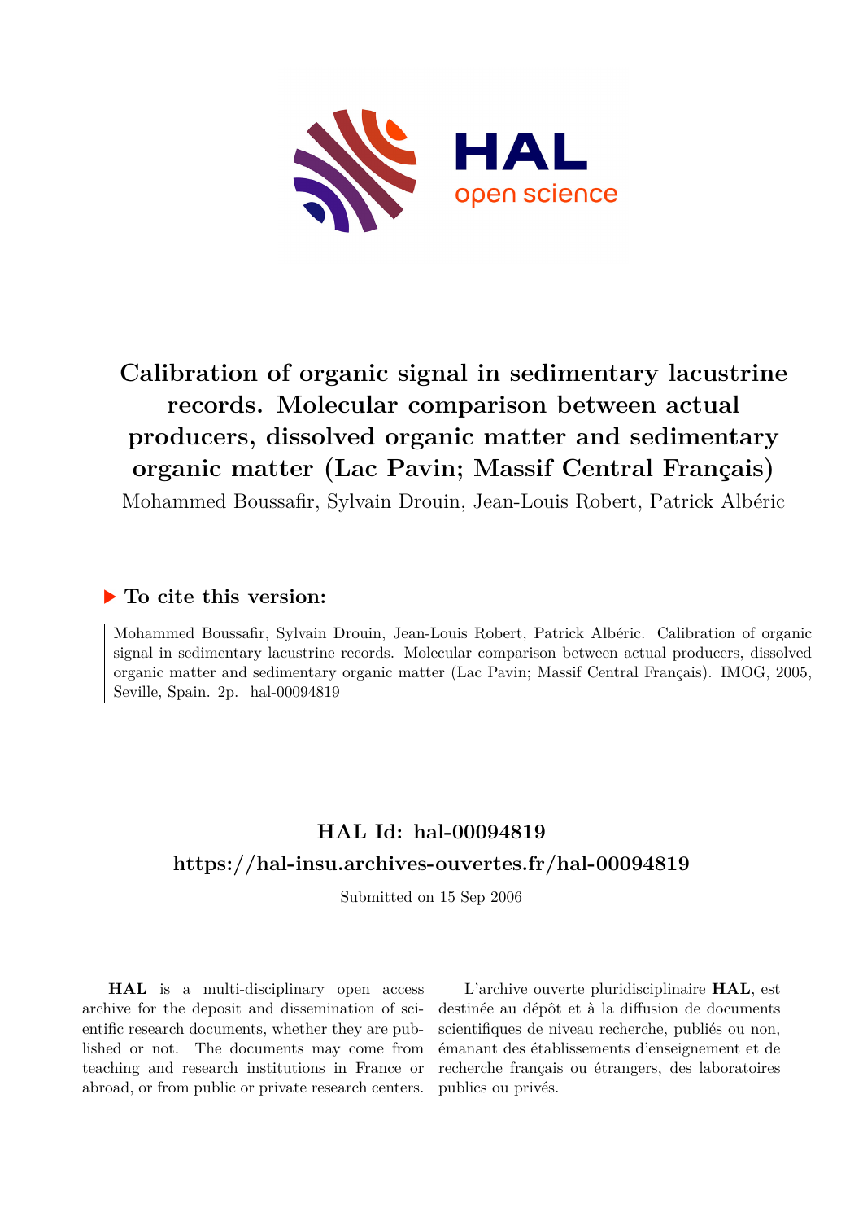# Calibration of organic signal in sedimentary lacustrine records. Molecular comparison between actual producers, dissolved organic matter and sedimentary organic matter (Lac Pavin; Massif Central Français)

Mohammed Boussafir, Sylvain Drouin, Jean-Louis Robert, Patrick Albéric

## ▶ To cite this version:

Mohammed Boussafir, Sylvain Drouin, Jean-Louis Robert, Patrick Albéric. Calibration of organic signal in sedimentary lacustrine records. Molecular comparison between actual producers, dissolved organic matter and sedimentary organic matter (Lac Pavin; Massif Central Français). IMOG, 2005, Seville, Spain. 2p. hal-00094819

## HAL Id: hal-00094819

## https://hal-insu.archives-ouvertes.fr/hal-00094819

Submitted on 15 Sep 2006

**HAL** is a multi-disciplinary open access archive for the deposit and dissemination of scientific research documents, whether they are published or not. The documents may come from teaching and research institutions in France or abroad, or from public or private research centers.

L'archive ouverte pluridisciplinaire **HAL**, est destinée au dépôt et à la diffusion de documents scientifiques de niveau recherche, publiés ou non, émanant des établissements d'enseignement et de recherche français ou étrangers, des laboratoires publics ou privés.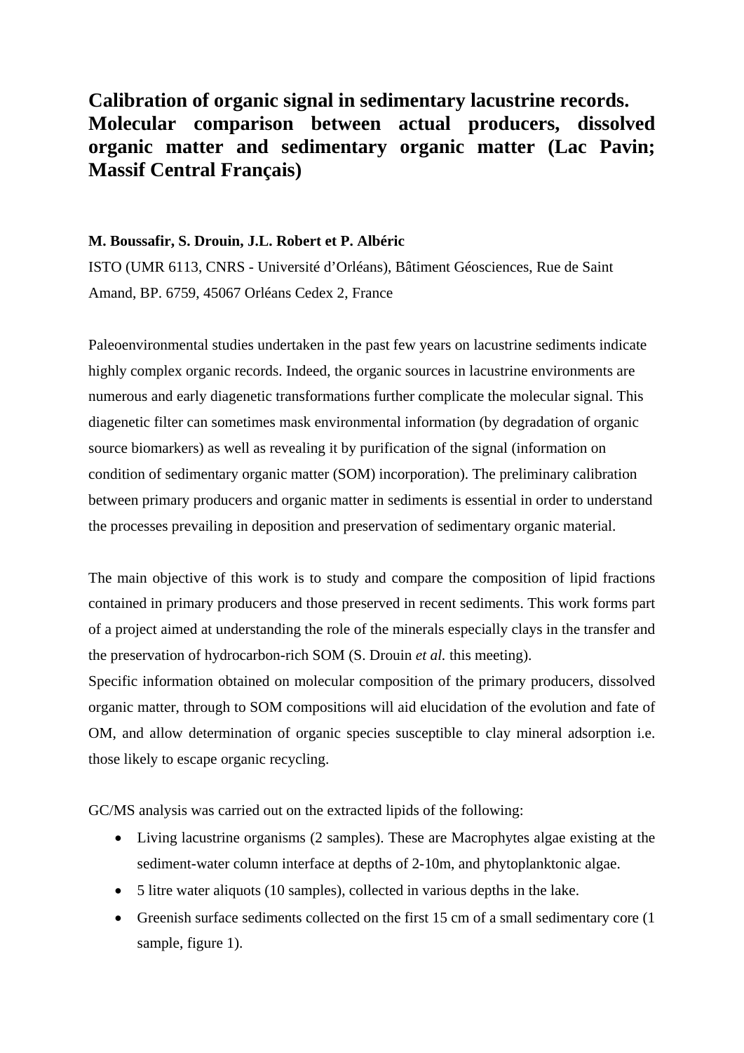# Calibration of organic signal in sedimentary lacustrine records. Molecular comparison between actual producers, dissolved organic matter and sedimentary organic matter (Lac Pavin; Massif Central Français)

**M. Boussafir, S. Drouin, J.L. Robert et P. Albéric**

ISTO (UMR 6113, CNRS - Université d'Orléans), Bâtiment Géosciences, Rue de Saint Amand, BP. 6759, 45067 Orléans Cedex 2, France

Paleoenvironmental studies undertaken in the past few years on lacustrine sediments indicate highly complex organic records. Indeed, the organic sources in lacustrine environments are numerous and early diagenetic transformations further complicate the molecular signal. This diagenetic filter can sometimes mask environmental information (by degradation of organic source biomarkers) as well as revealing it by purification of the signal (information on condition of sedimentary organic matter (SOM) incorporation). The preliminary calibration between primary producers and organic matter in sediments is essential in order to understand the processes prevailing in deposition and preservation of sedimentary organic material.

The main objective of this work is to study and compare the composition of lipid fractions contained in primary producers and those preserved in recent sediments. This work forms part of a project aimed at understanding the role of the minerals especially clays in the transfer and the preservation of hydrocarbon-rich SOM (S. Drouin *et al.* this meeting).
Specific information obtained on molecular composition of the primary producers, dissolved organic matter, through to SOM compositions will aid elucidation of the evolution and fate of OM, and allow determination of organic species susceptible to clay mineral adsorption i.e. those likely to escape organic recycling.

GC/MS analysis was carried out on the extracted lipids of the following:

- Living lacustrine organisms (2 samples). These are Macrophytes algae existing at the sediment-water column interface at depths of 2-10m, and phytoplanktonic algae.
- 5 litre water aliquots (10 samples), collected in various depths in the lake.
- Greenish surface sediments collected on the first 15 cm of a small sedimentary core (1 sample, figure 1).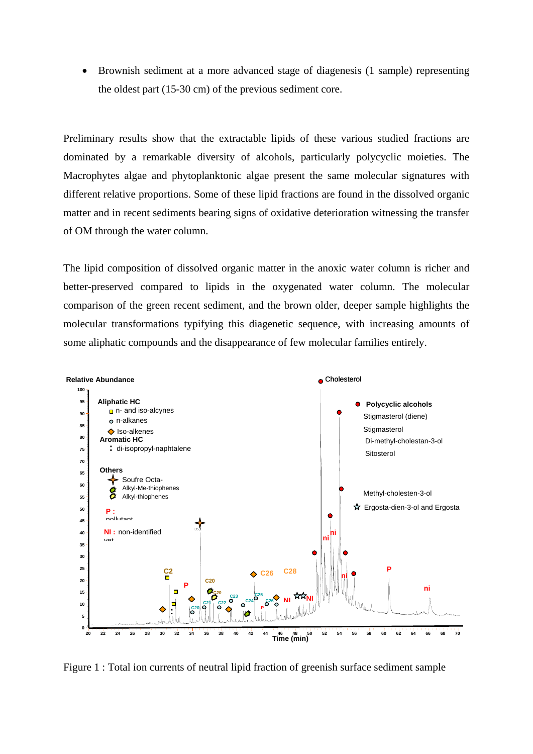- Brownish sediment at a more advanced stage of diagenesis (1 sample) representing the oldest part (15-30 cm) of the previous sediment core.

Preliminary results show that the extractable lipids of these various studied fractions are dominated by a remarkable diversity of alcohols, particularly polycyclic moieties. The Macrophytes algae and phytoplanktonic algae present the same molecular signatures with different relative proportions. Some of these lipid fractions are found in the dissolved organic matter and in recent sediments bearing signs of oxidative deterioration witnessing the transfer of OM through the water column.

The lipid composition of dissolved organic matter in the anoxic water column is richer and better-preserved compared to lipids in the oxygenated water column. The molecular comparison of the green recent sediment, and the brown older, deeper sample highlights the molecular transformations typifying this diagenetic sequence, with increasing amounts of some aliphatic compounds and the disappearance of few molecular families entirely.

Relative Abundance

100
95
90
85
80
75
70
65
60
55
50
45
40
35
30
25
20
15
10
5
0

Aliphatic HC
n- and iso-alcynes
n-alkanes
Iso-alkenes
Aromatic HC
di-isopropyl-naphtalene

Others
Soufre Octa-
Alkyl-Me-thiophenes
Alkyl-thiophenes

P : pollutant

NI : non-identified yet

Cholesterol

Polycyclic alcohols
Stigmasterol (diene)
Stigmasterol
Di-methyl-cholestan-3-ol
Sitosterol

Methyl-cholesten-3-ol
Ergosta-dien-3-ol and Ergosta

C2
P
C20
C20
C21
C22
C23
C24
C25
C26
C26
C28
C20
35.1
P
NI
NI
ni
ni
ni
P
ni

20 22 24 26 28 30 32 34 36 38 40 42 44 46 48 50 52 54 56 58 60 62 64 66 68 70
Time (min)

Figure 1 : Total ion currents of neutral lipid fraction of greenish surface sediment sample